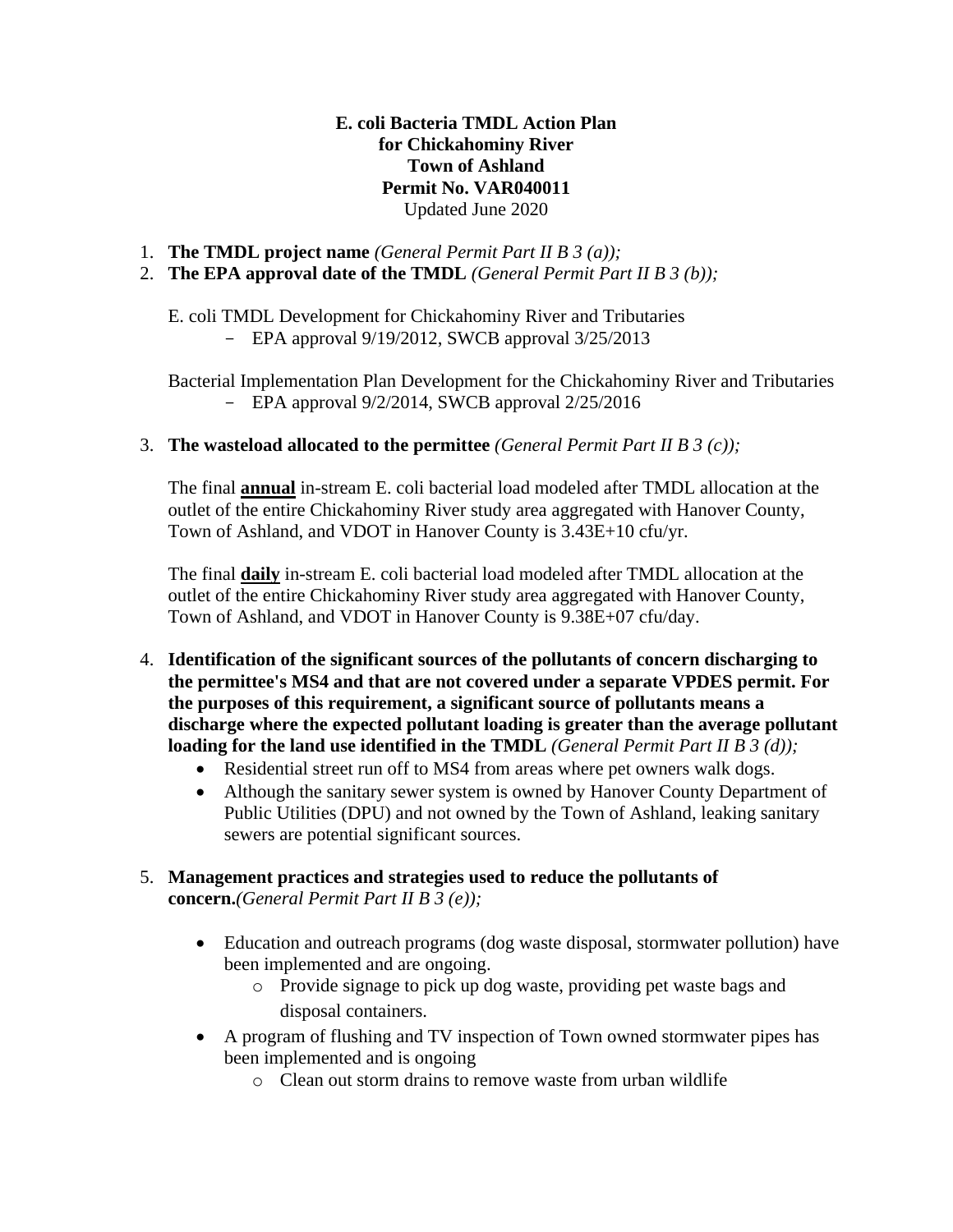**E. coli Bacteria TMDL Action Plan**
**for Chickahominy River**
**Town of Ashland**
**Permit No. VAR040011**
Updated June 2020

1. **The TMDL project name** *(General Permit Part II B 3 (a));*
2. **The EPA approval date of the TMDL** *(General Permit Part II B 3 (b));*

   E. coli TMDL Development for Chickahominy River and Tributaries
   - EPA approval 9/19/2012, SWCB approval 3/25/2013

   Bacterial Implementation Plan Development for the Chickahominy River and Tributaries
   - EPA approval 9/2/2014, SWCB approval 2/25/2016

3. **The wasteload allocated to the permittee** *(General Permit Part II B 3 (c));*

   The final **annual** in-stream E. coli bacterial load modeled after TMDL allocation at the outlet of the entire Chickahominy River study area aggregated with Hanover County, Town of Ashland, and VDOT in Hanover County is 3.43E+10 cfu/yr.

   The final **daily** in-stream E. coli bacterial load modeled after TMDL allocation at the outlet of the entire Chickahominy River study area aggregated with Hanover County, Town of Ashland, and VDOT in Hanover County is 9.38E+07 cfu/day.

4. **Identification of the significant sources of the pollutants of concern discharging to the permittee's MS4 and that are not covered under a separate VPDES permit. For the purposes of this requirement, a significant source of pollutants means a discharge where the expected pollutant loading is greater than the average pollutant loading for the land use identified in the TMDL** *(General Permit Part II B 3 (d));*
   - Residential street run off to MS4 from areas where pet owners walk dogs.
   - Although the sanitary sewer system is owned by Hanover County Department of Public Utilities (DPU) and not owned by the Town of Ashland, leaking sanitary sewers are potential significant sources.

5. **Management practices and strategies used to reduce the pollutants of concern.***(General Permit Part II B 3 (e));*

   - Education and outreach programs (dog waste disposal, stormwater pollution) have been implemented and are ongoing.
     - Provide signage to pick up dog waste, providing pet waste bags and disposal containers.
   - A program of flushing and TV inspection of Town owned stormwater pipes has been implemented and is ongoing
     - Clean out storm drains to remove waste from urban wildlife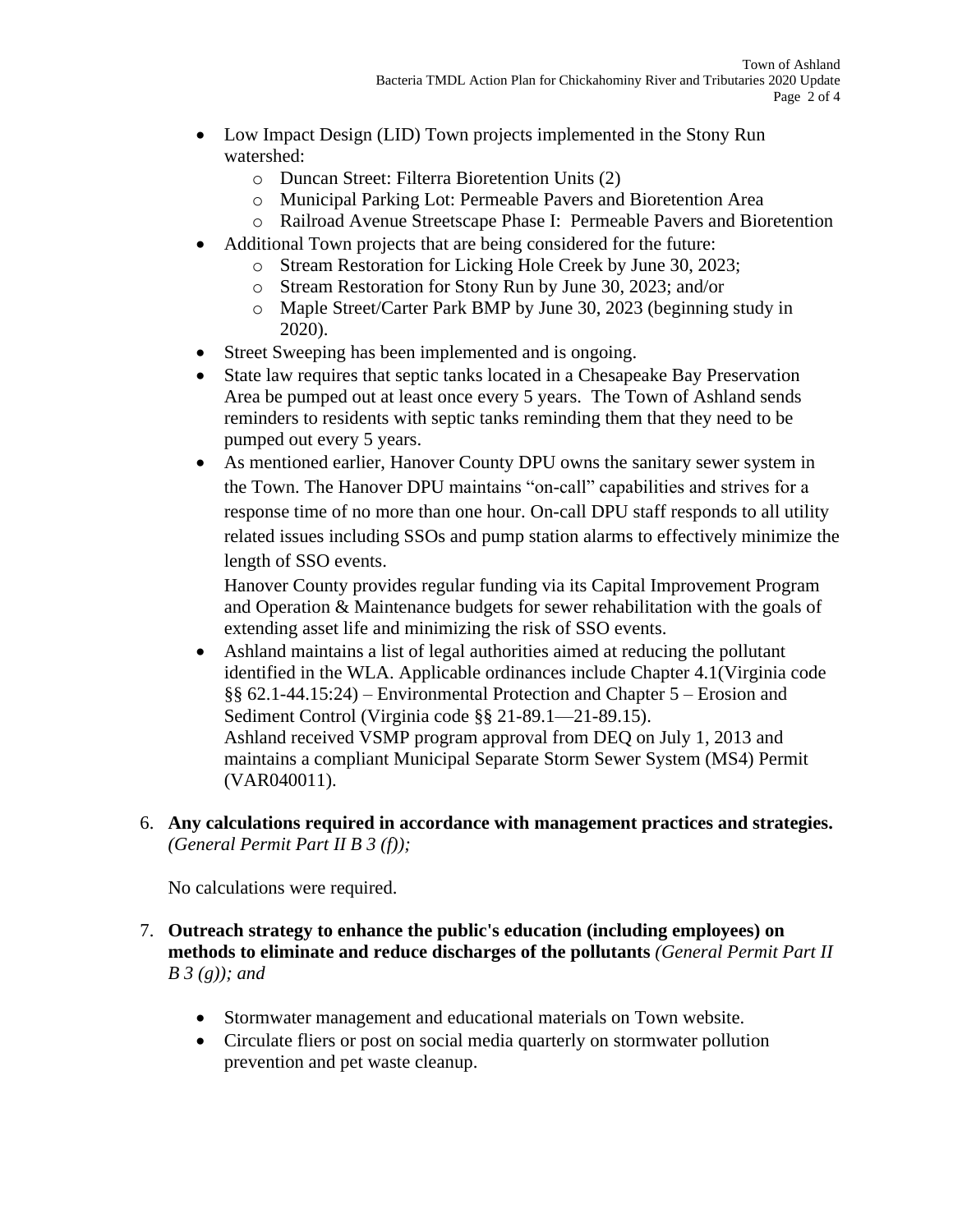- Low Impact Design (LID) Town projects implemented in the Stony Run watershed:
    - Duncan Street: Filterra Bioretention Units (2)
    - Municipal Parking Lot: Permeable Pavers and Bioretention Area
    - Railroad Avenue Streetscape Phase I: Permeable Pavers and Bioretention
- Additional Town projects that are being considered for the future:
    - Stream Restoration for Licking Hole Creek by June 30, 2023;
    - Stream Restoration for Stony Run by June 30, 2023; and/or
    - Maple Street/Carter Park BMP by June 30, 2023 (beginning study in 2020).
- Street Sweeping has been implemented and is ongoing.
- State law requires that septic tanks located in a Chesapeake Bay Preservation Area be pumped out at least once every 5 years. The Town of Ashland sends reminders to residents with septic tanks reminding them that they need to be pumped out every 5 years.
- As mentioned earlier, Hanover County DPU owns the sanitary sewer system in the Town. The Hanover DPU maintains "on-call" capabilities and strives for a response time of no more than one hour. On-call DPU staff responds to all utility related issues including SSOs and pump station alarms to effectively minimize the length of SSO events.

  Hanover County provides regular funding via its Capital Improvement Program and Operation & Maintenance budgets for sewer rehabilitation with the goals of extending asset life and minimizing the risk of SSO events.
- Ashland maintains a list of legal authorities aimed at reducing the pollutant identified in the WLA. Applicable ordinances include Chapter 4.1(Virginia code §§ 62.1-44.15:24) – Environmental Protection and Chapter 5 – Erosion and Sediment Control (Virginia code §§ 21-89.1—21-89.15).

  Ashland received VSMP program approval from DEQ on July 1, 2013 and maintains a compliant Municipal Separate Storm Sewer System (MS4) Permit (VAR040011).

6. **Any calculations required in accordance with management practices and strategies.** *(General Permit Part II B 3 (f));*

   No calculations were required.

7. **Outreach strategy to enhance the public's education (including employees) on methods to eliminate and reduce discharges of the pollutants** *(General Permit Part II B 3 (g)); and*

   - Stormwater management and educational materials on Town website.
   - Circulate fliers or post on social media quarterly on stormwater pollution prevention and pet waste cleanup.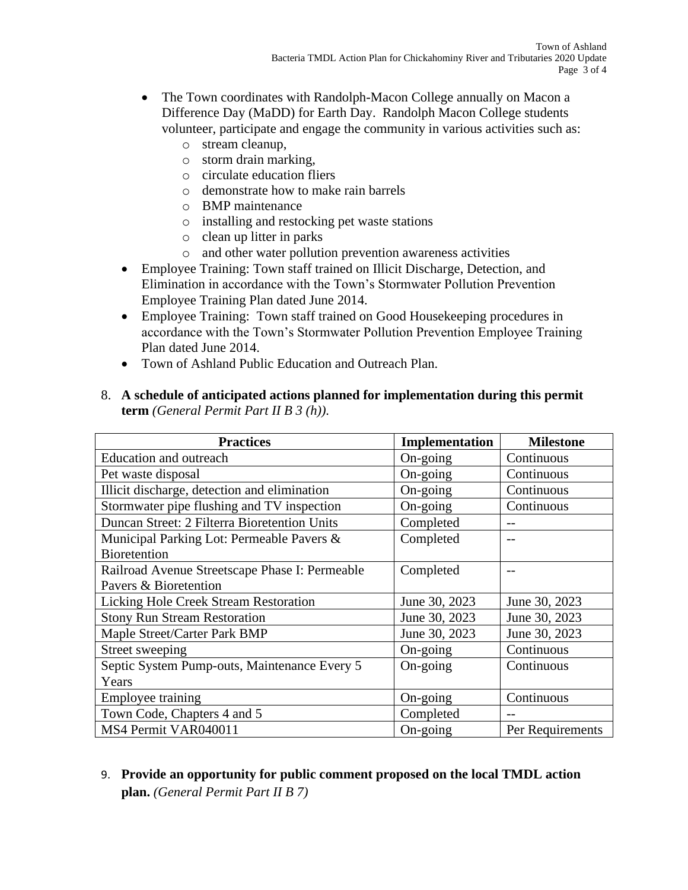- The Town coordinates with Randolph-Macon College annually on Macon a Difference Day (MaDD) for Earth Day. Randolph Macon College students volunteer, participate and engage the community in various activities such as:
  - stream cleanup,
  - storm drain marking,
  - circulate education fliers
  - demonstrate how to make rain barrels
  - BMP maintenance
  - installing and restocking pet waste stations
  - clean up litter in parks
  - and other water pollution prevention awareness activities
- Employee Training: Town staff trained on Illicit Discharge, Detection, and Elimination in accordance with the Town's Stormwater Pollution Prevention Employee Training Plan dated June 2014.
- Employee Training: Town staff trained on Good Housekeeping procedures in accordance with the Town's Stormwater Pollution Prevention Employee Training Plan dated June 2014.
- Town of Ashland Public Education and Outreach Plan.

8. **A schedule of anticipated actions planned for implementation during this permit term** *(General Permit Part II B 3 (h)).*

| Practices | Implementation | Milestone |
|---|---|---|
| Education and outreach | On-going | Continuous |
| Pet waste disposal | On-going | Continuous |
| Illicit discharge, detection and elimination | On-going | Continuous |
| Stormwater pipe flushing and TV inspection | On-going | Continuous |
| Duncan Street: 2 Filterra Bioretention Units | Completed | -- |
| Municipal Parking Lot: Permeable Pavers & Bioretention | Completed | -- |
| Railroad Avenue Streetscape Phase I: Permeable Pavers & Bioretention | Completed | -- |
| Licking Hole Creek Stream Restoration | June 30, 2023 | June 30, 2023 |
| Stony Run Stream Restoration | June 30, 2023 | June 30, 2023 |
| Maple Street/Carter Park BMP | June 30, 2023 | June 30, 2023 |
| Street sweeping | On-going | Continuous |
| Septic System Pump-outs, Maintenance Every 5 Years | On-going | Continuous |
| Employee training | On-going | Continuous |
| Town Code, Chapters 4 and 5 | Completed | -- |
| MS4 Permit VAR040011 | On-going | Per Requirements |

9. **Provide an opportunity for public comment proposed on the local TMDL action plan.** *(General Permit Part II B 7)*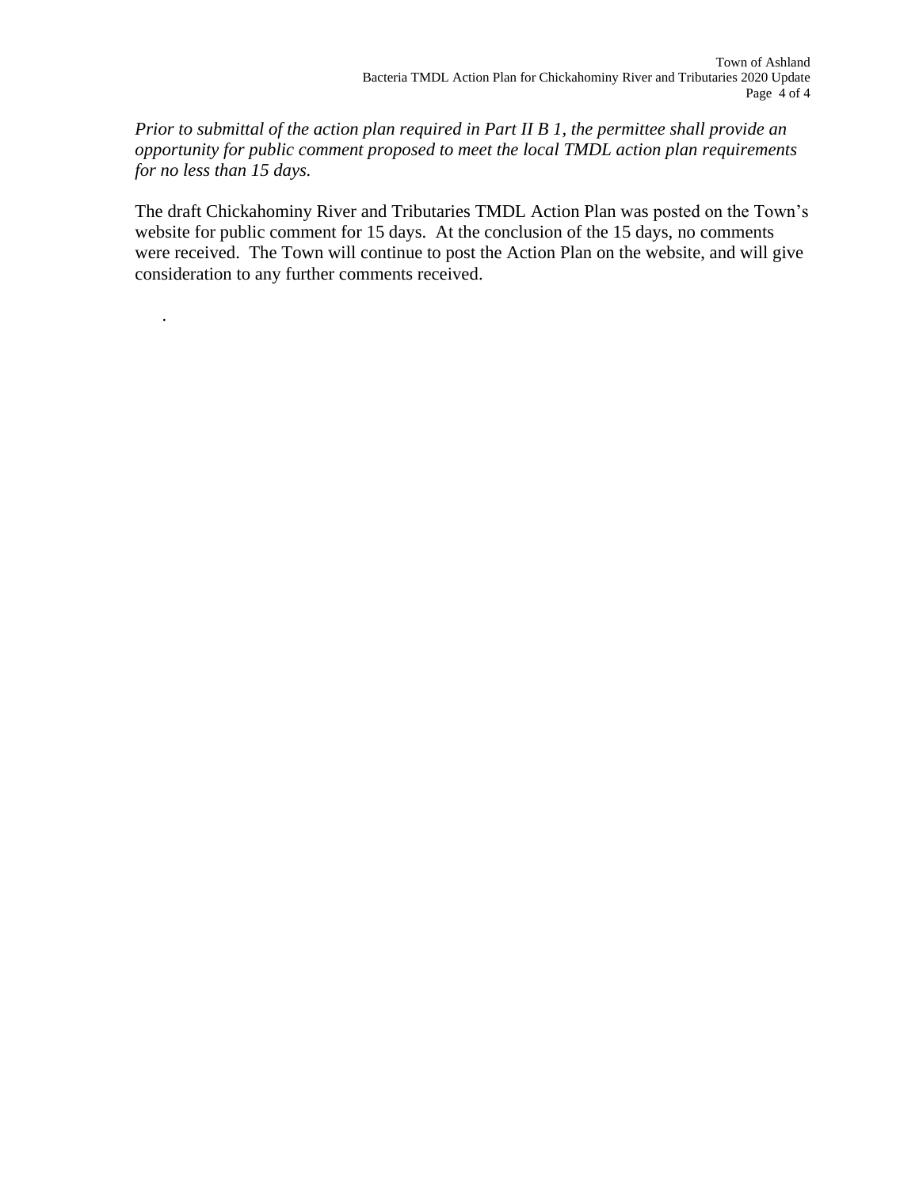*Prior to submittal of the action plan required in Part II B 1, the permittee shall provide an opportunity for public comment proposed to meet the local TMDL action plan requirements for no less than 15 days.*

The draft Chickahominy River and Tributaries TMDL Action Plan was posted on the Town's website for public comment for 15 days. At the conclusion of the 15 days, no comments were received. The Town will continue to post the Action Plan on the website, and will give consideration to any further comments received.

.